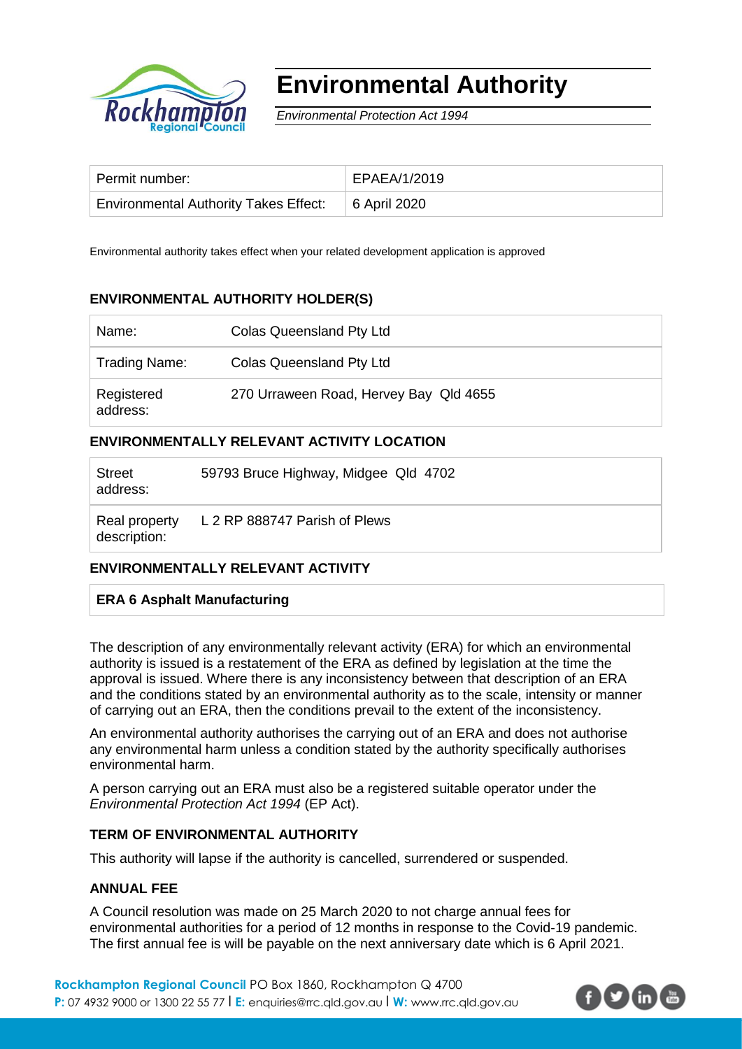# Environmental Authority

*Environmental Protection Act 1994*

| Permit number: | EPAEA/1/2019 |
|---|---|
| Environmental Authority Takes Effect: | 6 April 2020 |

Environmental authority takes effect when your related development application is approved

### ENVIRONMENTAL AUTHORITY HOLDER(S)

| Name: | Colas Queensland Pty Ltd |
|---|---|
| Trading Name: | Colas Queensland Pty Ltd |
| Registered address: | 270 Urraween Road, Hervey Bay Qld 4655 |

### ENVIRONMENTALLY RELEVANT ACTIVITY LOCATION

| Street address: | 59793 Bruce Highway, Midgee Qld 4702 |
|---|---|
| Real property description: | L 2 RP 888747 Parish of Plews |

### ENVIRONMENTALLY RELEVANT ACTIVITY

| **ERA 6 Asphalt Manufacturing** |
|---|

The description of any environmentally relevant activity (ERA) for which an environmental authority is issued is a restatement of the ERA as defined by legislation at the time the approval is issued. Where there is any inconsistency between that description of an ERA and the conditions stated by an environmental authority as to the scale, intensity or manner of carrying out an ERA, then the conditions prevail to the extent of the inconsistency.

An environmental authority authorises the carrying out of an ERA and does not authorise any environmental harm unless a condition stated by the authority specifically authorises environmental harm.

A person carrying out an ERA must also be a registered suitable operator under the *Environmental Protection Act 1994* (EP Act).

### TERM OF ENVIRONMENTAL AUTHORITY

This authority will lapse if the authority is cancelled, surrendered or suspended.

### ANNUAL FEE

A Council resolution was made on 25 March 2020 to not charge annual fees for environmental authorities for a period of 12 months in response to the Covid-19 pandemic. The first annual fee is will be payable on the next anniversary date which is 6 April 2021.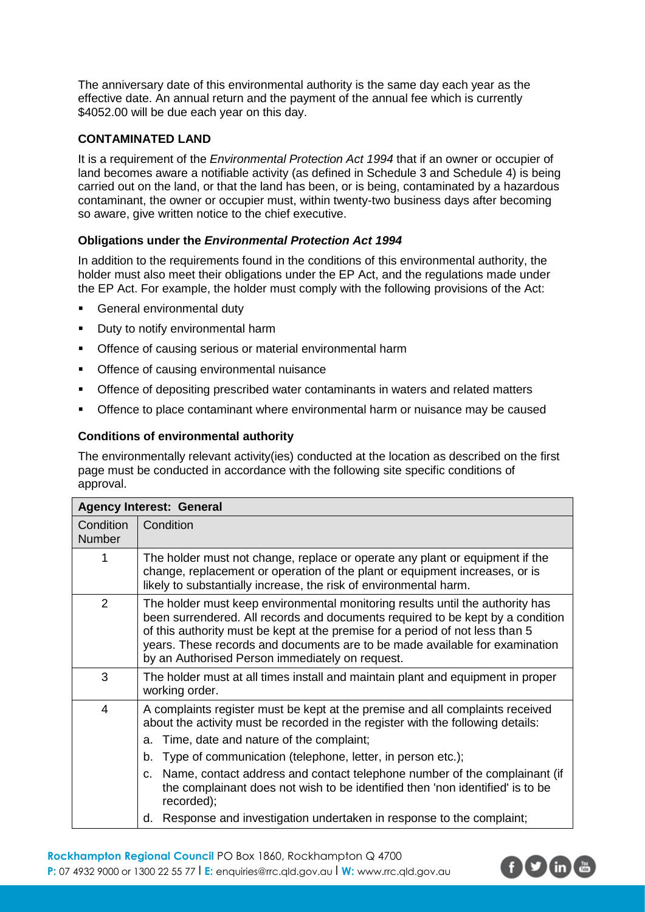The anniversary date of this environmental authority is the same day each year as the effective date. An annual return and the payment of the annual fee which is currently $4052.00 will be due each year on this day.

**CONTAMINATED LAND**

It is a requirement of the *Environmental Protection Act 1994* that if an owner or occupier of land becomes aware a notifiable activity (as defined in Schedule 3 and Schedule 4) is being carried out on the land, or that the land has been, or is being, contaminated by a hazardous contaminant, the owner or occupier must, within twenty-two business days after becoming so aware, give written notice to the chief executive.

**Obligations under the *Environmental Protection Act 1994***

In addition to the requirements found in the conditions of this environmental authority, the holder must also meet their obligations under the EP Act, and the regulations made under the EP Act. For example, the holder must comply with the following provisions of the Act:

- General environmental duty
- Duty to notify environmental harm
- Offence of causing serious or material environmental harm
- Offence of causing environmental nuisance
- Offence of depositing prescribed water contaminants in waters and related matters
- Offence to place contaminant where environmental harm or nuisance may be caused

**Conditions of environmental authority**

The environmentally relevant activity(ies) conducted at the location as described on the first page must be conducted in accordance with the following site specific conditions of approval.

| **Agency Interest: General** | |
|---|---|
| Condition Number | Condition |
| 1 | The holder must not change, replace or operate any plant or equipment if the change, replacement or operation of the plant or equipment increases, or is likely to substantially increase, the risk of environmental harm. |
| 2 | The holder must keep environmental monitoring results until the authority has been surrendered. All records and documents required to be kept by a condition of this authority must be kept at the premise for a period of not less than 5 years. These records and documents are to be made available for examination by an Authorised Person immediately on request. |
| 3 | The holder must at all times install and maintain plant and equipment in proper working order. |
| 4 | A complaints register must be kept at the premise and all complaints received about the activity must be recorded in the register with the following details:<br>a. Time, date and nature of the complaint;<br>b. Type of communication (telephone, letter, in person etc.);<br>c. Name, contact address and contact telephone number of the complainant (if the complainant does not wish to be identified then 'non identified' is to be recorded);<br>d. Response and investigation undertaken in response to the complaint; |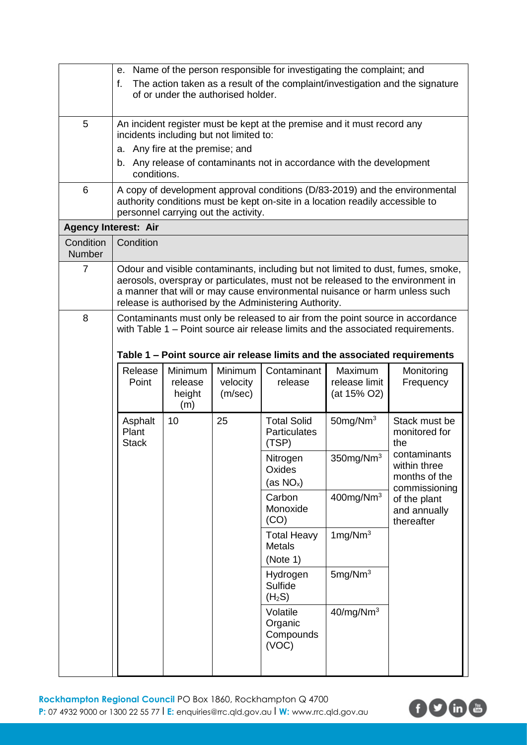| | |
|---|---|
| | e. Name of the person responsible for investigating the complaint; and<br>f. The action taken as a result of the complaint/investigation and the signature of or under the authorised holder. |
| 5 | An incident register must be kept at the premise and it must record any incidents including but not limited to:<br>a. Any fire at the premise; and<br>b. Any release of contaminants not in accordance with the development conditions. |
| 6 | A copy of development approval conditions (D/83-2019) and the environmental authority conditions must be kept on-site in a location readily accessible to personnel carrying out the activity. |

**Agency Interest: Air**

| Condition Number | Condition |
|---|---|
| 7 | Odour and visible contaminants, including but not limited to dust, fumes, smoke, aerosols, overspray or particulates, must not be released to the environment in a manner that will or may cause environmental nuisance or harm unless such release is authorised by the Administering Authority. |
| 8 | Contaminants must only be released to air from the point source in accordance with Table 1 – Point source air release limits and the associated requirements. |

**Table 1 – Point source air release limits and the associated requirements**

| Release Point | Minimum release height (m) | Minimum velocity (m/sec) | Contaminant release | Maximum release limit (at 15% O2) | Monitoring Frequency |
|---|---|---|---|---|---|
| Asphalt Plant Stack | 10 | 25 | Total Solid Particulates (TSP) | 50mg/Nm$^3$ | Stack must be monitored for the contaminants within three months of the commissioning of the plant and annually thereafter |
| | | | Nitrogen Oxides (as $NO_x$) | 350mg/Nm$^3$ | |
| | | | Carbon Monoxide (CO) | 400mg/Nm$^3$ | |
| | | | Total Heavy Metals (Note 1) | 1mg/Nm$^3$ | |
| | | | Hydrogen Sulfide ($H_2S$) | 5mg/Nm$^3$ | |
| | | | Volatile Organic Compounds (VOC) | 40/mg/Nm$^3$ | |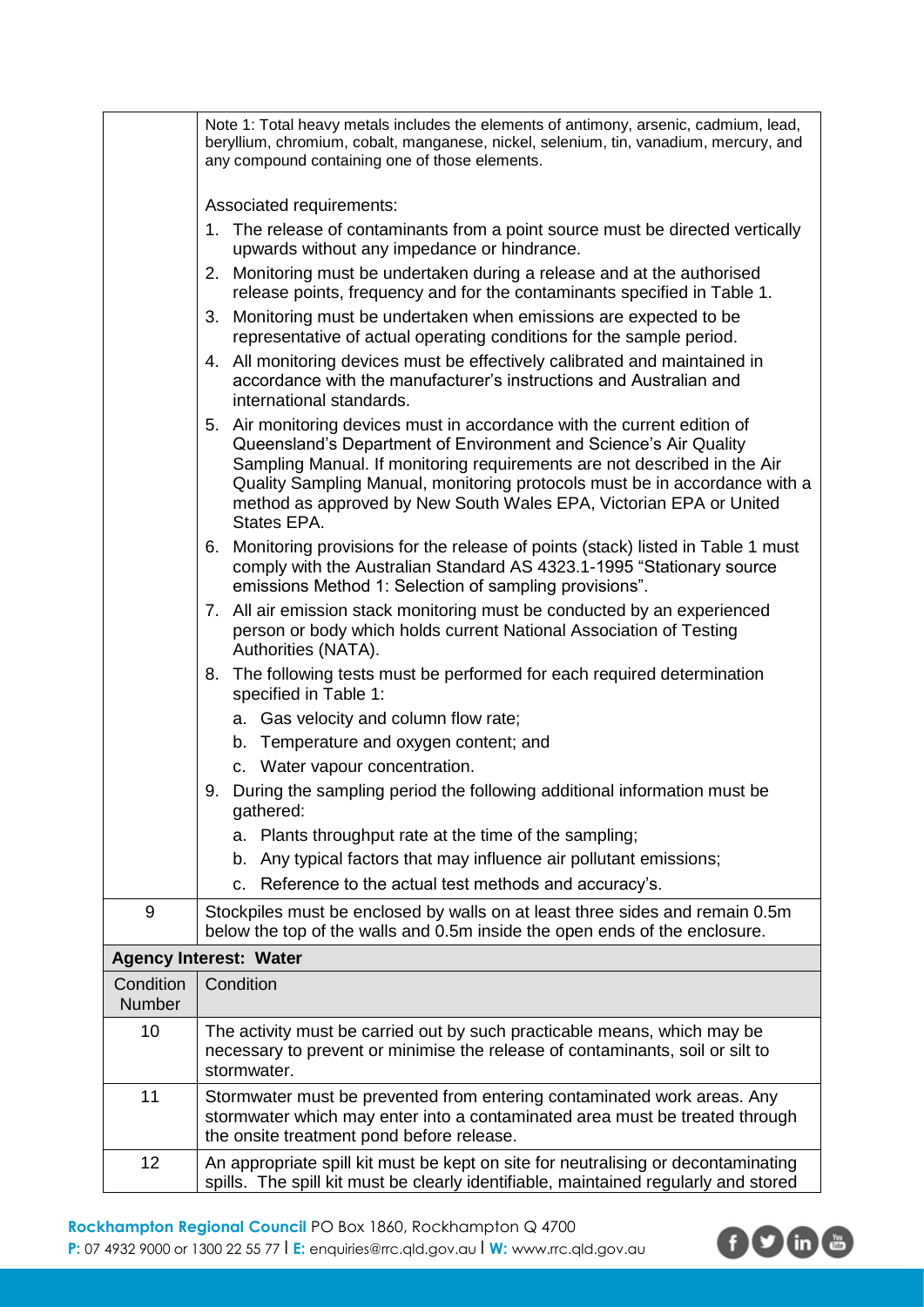| | |
|---|---|
| | Note 1: Total heavy metals includes the elements of antimony, arsenic, cadmium, lead, beryllium, chromium, cobalt, manganese, nickel, selenium, tin, vanadium, mercury, and any compound containing one of those elements.<br><br>Associated requirements:<br>1. The release of contaminants from a point source must be directed vertically upwards without any impedance or hindrance.<br>2. Monitoring must be undertaken during a release and at the authorised release points, frequency and for the contaminants specified in Table 1.<br>3. Monitoring must be undertaken when emissions are expected to be representative of actual operating conditions for the sample period.<br>4. All monitoring devices must be effectively calibrated and maintained in accordance with the manufacturer's instructions and Australian and international standards.<br>5. Air monitoring devices must in accordance with the current edition of Queensland's Department of Environment and Science's Air Quality Sampling Manual. If monitoring requirements are not described in the Air Quality Sampling Manual, monitoring protocols must be in accordance with a method as approved by New South Wales EPA, Victorian EPA or United States EPA.<br>6. Monitoring provisions for the release of points (stack) listed in Table 1 must comply with the Australian Standard AS 4323.1-1995 "Stationary source emissions Method 1: Selection of sampling provisions".<br>7. All air emission stack monitoring must be conducted by an experienced person or body which holds current National Association of Testing Authorities (NATA).<br>8. The following tests must be performed for each required determination specified in Table 1:<br>a. Gas velocity and column flow rate;<br>b. Temperature and oxygen content; and<br>c. Water vapour concentration.<br>9. During the sampling period the following additional information must be gathered:<br>a. Plants throughput rate at the time of the sampling;<br>b. Any typical factors that may influence air pollutant emissions;<br>c. Reference to the actual test methods and accuracy's. |
| 9 | Stockpiles must be enclosed by walls on at least three sides and remain 0.5m below the top of the walls and 0.5m inside the open ends of the enclosure. |
| **Agency Interest: Water** | |
| Condition Number | Condition |
| 10 | The activity must be carried out by such practicable means, which may be necessary to prevent or minimise the release of contaminants, soil or silt to stormwater. |
| 11 | Stormwater must be prevented from entering contaminated work areas. Any stormwater which may enter into a contaminated area must be treated through the onsite treatment pond before release. |
| 12 | An appropriate spill kit must be kept on site for neutralising or decontaminating spills. The spill kit must be clearly identifiable, maintained regularly and stored |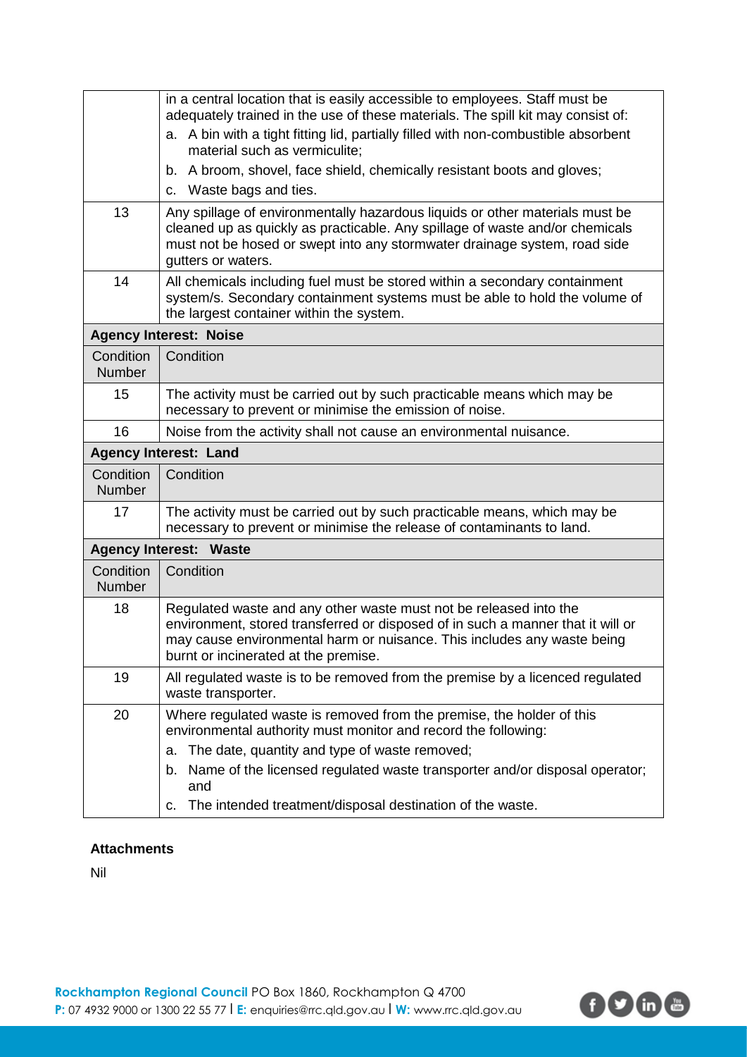| | |
|---|---|
| | in a central location that is easily accessible to employees. Staff must be adequately trained in the use of these materials. The spill kit may consist of:<br>a. A bin with a tight fitting lid, partially filled with non-combustible absorbent material such as vermiculite;<br>b. A broom, shovel, face shield, chemically resistant boots and gloves;<br>c. Waste bags and ties. |
| 13 | Any spillage of environmentally hazardous liquids or other materials must be cleaned up as quickly as practicable. Any spillage of waste and/or chemicals must not be hosed or swept into any stormwater drainage system, road side gutters or waters. |
| 14 | All chemicals including fuel must be stored within a secondary containment system/s. Secondary containment systems must be able to hold the volume of the largest container within the system. |
| **Agency Interest: Noise** | |
| Condition Number | Condition |
| 15 | The activity must be carried out by such practicable means which may be necessary to prevent or minimise the emission of noise. |
| 16 | Noise from the activity shall not cause an environmental nuisance. |
| **Agency Interest: Land** | |
| Condition Number | Condition |
| 17 | The activity must be carried out by such practicable means, which may be necessary to prevent or minimise the release of contaminants to land. |
| **Agency Interest: Waste** | |
| Condition Number | Condition |
| 18 | Regulated waste and any other waste must not be released into the environment, stored transferred or disposed of in such a manner that it will or may cause environmental harm or nuisance. This includes any waste being burnt or incinerated at the premise. |
| 19 | All regulated waste is to be removed from the premise by a licenced regulated waste transporter. |
| 20 | Where regulated waste is removed from the premise, the holder of this environmental authority must monitor and record the following:<br>a. The date, quantity and type of waste removed;<br>b. Name of the licensed regulated waste transporter and/or disposal operator; and<br>c. The intended treatment/disposal destination of the waste. |

**Attachments**

Nil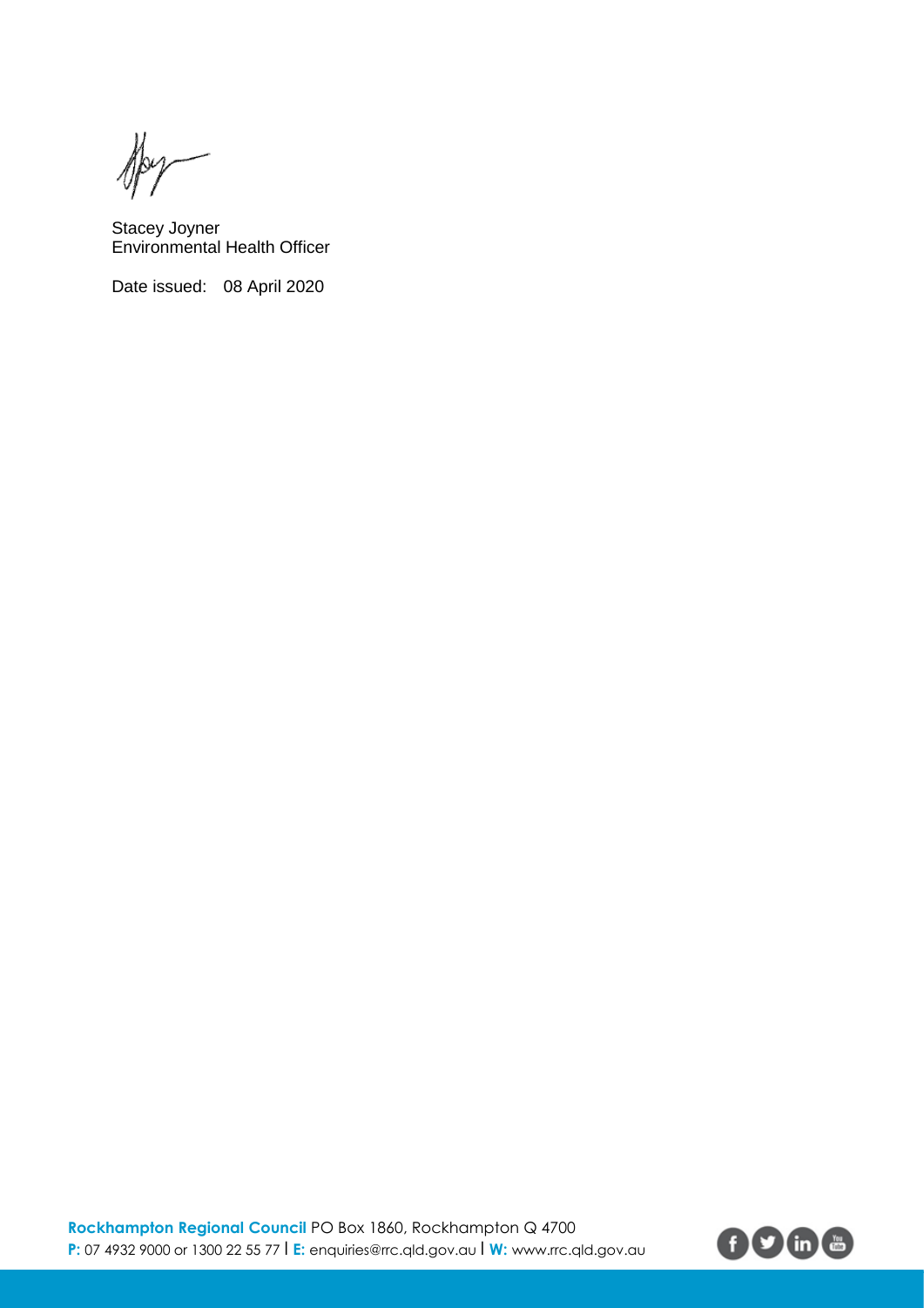Stacey Joyner
Environmental Health Officer

Date issued: 08 April 2020

**Rockhampton Regional Council** PO Box 1860, Rockhampton Q 4700
**P:** 07 4932 9000 or 1300 22 55 77 | **E:** enquiries@rrc.qld.gov.au | **W:** www.rrc.qld.gov.au